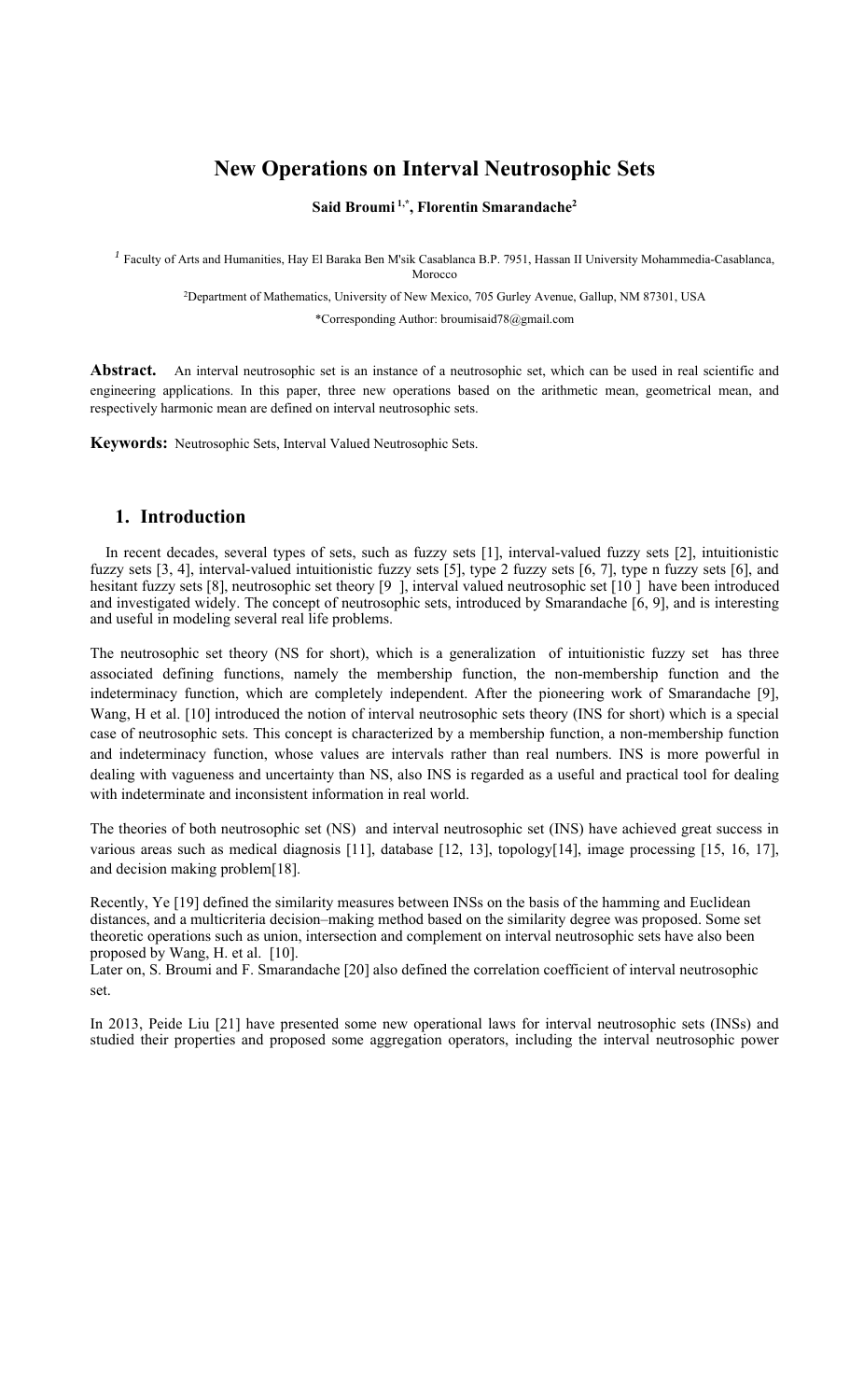# New Operations on Interval Neutrosophic Sets

**Said Broumi [1,*], Florentin Smarandache[2]**

[1] Faculty of Arts and Humanities, Hay El Baraka Ben M'sik Casablanca B.P. 7951, Hassan II University Mohammedia-Casablanca, Morocco

[2]Department of Mathematics, University of New Mexico, 705 Gurley Avenue, Gallup, NM 87301, USA

*Corresponding Author: broumisaid78@gmail.com

**Abstract.** An interval neutrosophic set is an instance of a neutrosophic set, which can be used in real scientific and engineering applications. In this paper, three new operations based on the arithmetic mean, geometrical mean, and respectively harmonic mean are defined on interval neutrosophic sets.

**Keywords:** Neutrosophic Sets, Interval Valued Neutrosophic Sets.

## 1. Introduction

In recent decades, several types of sets, such as fuzzy sets [1], interval-valued fuzzy sets [2], intuitionistic fuzzy sets [3, 4], interval-valued intuitionistic fuzzy sets [5], type 2 fuzzy sets [6, 7], type n fuzzy sets [6], and hesitant fuzzy sets [8], neutrosophic set theory [9 ], interval valued neutrosophic set [10 ] have been introduced and investigated widely. The concept of neutrosophic sets, introduced by Smarandache [6, 9], and is interesting and useful in modeling several real life problems.

The neutrosophic set theory (NS for short), which is a generalization of intuitionistic fuzzy set has three associated defining functions, namely the membership function, the non-membership function and the indeterminacy function, which are completely independent. After the pioneering work of Smarandache [9], Wang, H et al. [10] introduced the notion of interval neutrosophic sets theory (INS for short) which is a special case of neutrosophic sets. This concept is characterized by a membership function, a non-membership function and indeterminacy function, whose values are intervals rather than real numbers. INS is more powerful in dealing with vagueness and uncertainty than NS, also INS is regarded as a useful and practical tool for dealing with indeterminate and inconsistent information in real world.

The theories of both neutrosophic set (NS) and interval neutrosophic set (INS) have achieved great success in various areas such as medical diagnosis [11], database [12, 13], topology[14], image processing [15, 16, 17], and decision making problem[18].

Recently, Ye [19] defined the similarity measures between INSs on the basis of the hamming and Euclidean distances, and a multicriteria decision–making method based on the similarity degree was proposed. Some set theoretic operations such as union, intersection and complement on interval neutrosophic sets have also been proposed by Wang, H. et al. [10].
Later on, S. Broumi and F. Smarandache [20] also defined the correlation coefficient of interval neutrosophic set.

In 2013, Peide Liu [21] have presented some new operational laws for interval neutrosophic sets (INSs) and studied their properties and proposed some aggregation operators, including the interval neutrosophic power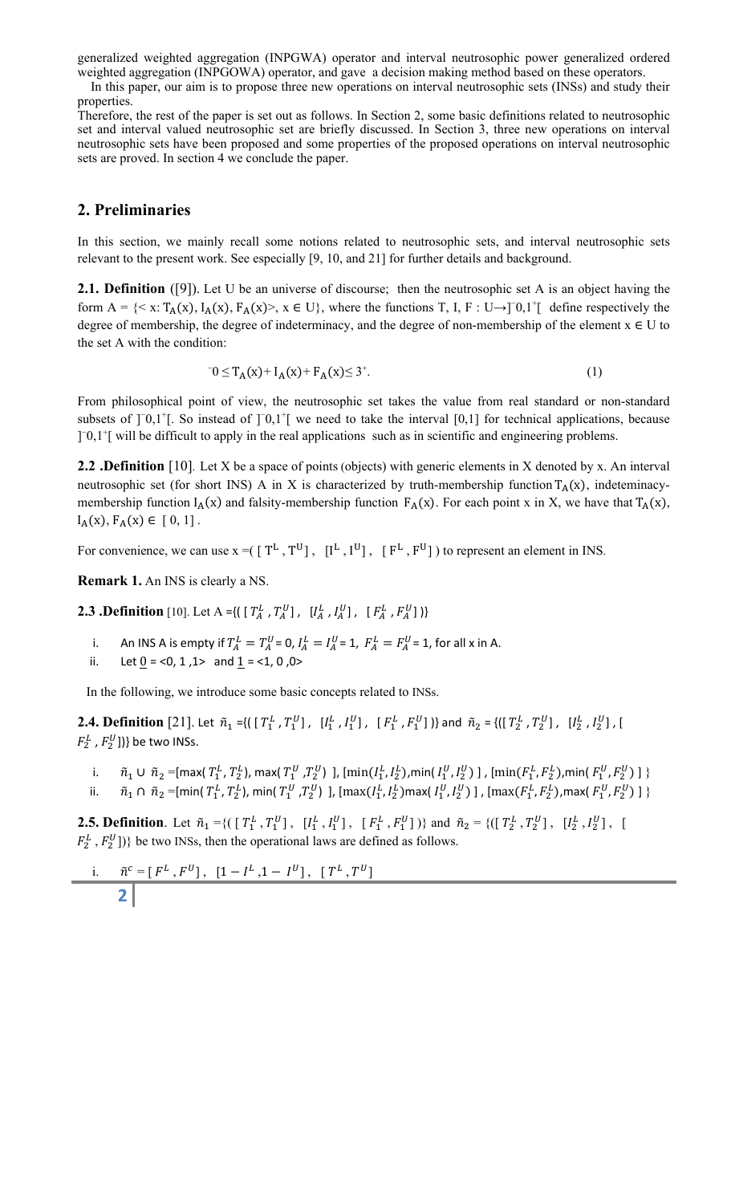generalized weighted aggregation (INPGWA) operator and interval neutrosophic power generalized ordered weighted aggregation (INPGOWA) operator, and gave a decision making method based on these operators.

In this paper, our aim is to propose three new operations on interval neutrosophic sets (INSs) and study their properties.

Therefore, the rest of the paper is set out as follows. In Section 2, some basic definitions related to neutrosophic set and interval valued neutrosophic set are briefly discussed. In Section 3, three new operations on interval neutrosophic sets have been proposed and some properties of the proposed operations on interval neutrosophic sets are proved. In section 4 we conclude the paper.

## 2. Preliminaries

In this section, we mainly recall some notions related to neutrosophic sets, and interval neutrosophic sets relevant to the present work. See especially [9, 10, and 21] for further details and background.

**2.1. Definition** ([9]). Let U be an universe of discourse; then the neutrosophic set A is an object having the form A = {< x: $T_A(x)$, $I_A(x)$, $F_A(x)$>, x ∈ U}, where the functions T, I, F : U→$]^-0,1^+[$ define respectively the degree of membership, the degree of indeterminacy, and the degree of non-membership of the element x ∈ U to the set A with the condition:

$$^-0 \leq T_A(x) + I_A(x) + F_A(x) \leq 3^+. \tag{1}$$

From philosophical point of view, the neutrosophic set takes the value from real standard or non-standard subsets of $]^-0,1^+[$. So instead of $]^-0,1^+[$ we need to take the interval [0,1] for technical applications, because $]^-0,1^+[$ will be difficult to apply in the real applications such as in scientific and engineering problems.

**2.2 .Definition** [10]. Let X be a space of points (objects) with generic elements in X denoted by x. An interval neutrosophic set (for short INS) A in X is characterized by truth-membership function $T_A(x)$, indeteminacy-membership function $I_A(x)$ and falsity-membership function $F_A(x)$. For each point x in X, we have that $T_A(x)$, $I_A(x)$, $F_A(x) \in [0, 1]$.

For convenience, we can use x =( $[T^L, T^U]$ , $[I^L, I^U]$ , $[F^L, F^U]$ ) to represent an element in INS.

**Remark 1.** An INS is clearly a NS.

**2.3 .Definition** [10]. Let A ={( $[T_A^L, T_A^U]$ , $[I_A^L, I_A^U]$ , $[F_A^L, F_A^U]$ )}

i. An INS A is empty if $T_A^L = T_A^U = 0$, $I_A^L = I_A^U = 1$, $F_A^L = F_A^U = 1$, for all x in A.
ii. Let $\underline{0}$ = <0, 1 ,1> and $\underline{1}$ = <1, 0 ,0>

In the following, we introduce some basic concepts related to INSs.

**2.4. Definition** [21]. Let $\tilde{n}_1$ ={( $[T_1^L, T_1^U]$ , $[I_1^L, I_1^U]$ , $[F_1^L, F_1^U]$ )} and $\tilde{n}_2$ = {( $[T_2^L, T_2^U]$ , $[I_2^L, I_2^U]$ , $[F_2^L, F_2^U]$)} be two INSs.

i. $\tilde{n}_1 \cup \tilde{n}_2$ =[max( $T_1^L, T_2^L$), max( $T_1^U, T_2^U$) ], [min($I_1^L, I_2^L$),min( $I_1^U, I_2^U$) ] , [min($F_1^L, F_2^L$),min( $F_1^U, F_2^U$) ] }
ii. $\tilde{n}_1 \cap \tilde{n}_2$ =[min( $T_1^L, T_2^L$), min( $T_1^U, T_2^U$) ], [max($I_1^L, I_2^L$)max( $I_1^U, I_2^U$) ] , [max($F_1^L, F_2^L$),max( $F_1^U, F_2^U$) ] }

**2.5. Definition**. Let $\tilde{n}_1$ ={( $[T_1^L, T_1^U]$ , $[I_1^L, I_1^U]$ , $[F_1^L, F_1^U]$ )} and $\tilde{n}_2$ = {( $[T_2^L, T_2^U]$ , $[I_2^L, I_2^U]$ , $[F_2^L, F_2^U]$)} be two INSs, then the operational laws are defined as follows.

i. $\tilde{n}^c$ = $[F^L, F^U]$ , $[1 - I^L, 1 - I^U]$ , $[T^L, T^U]$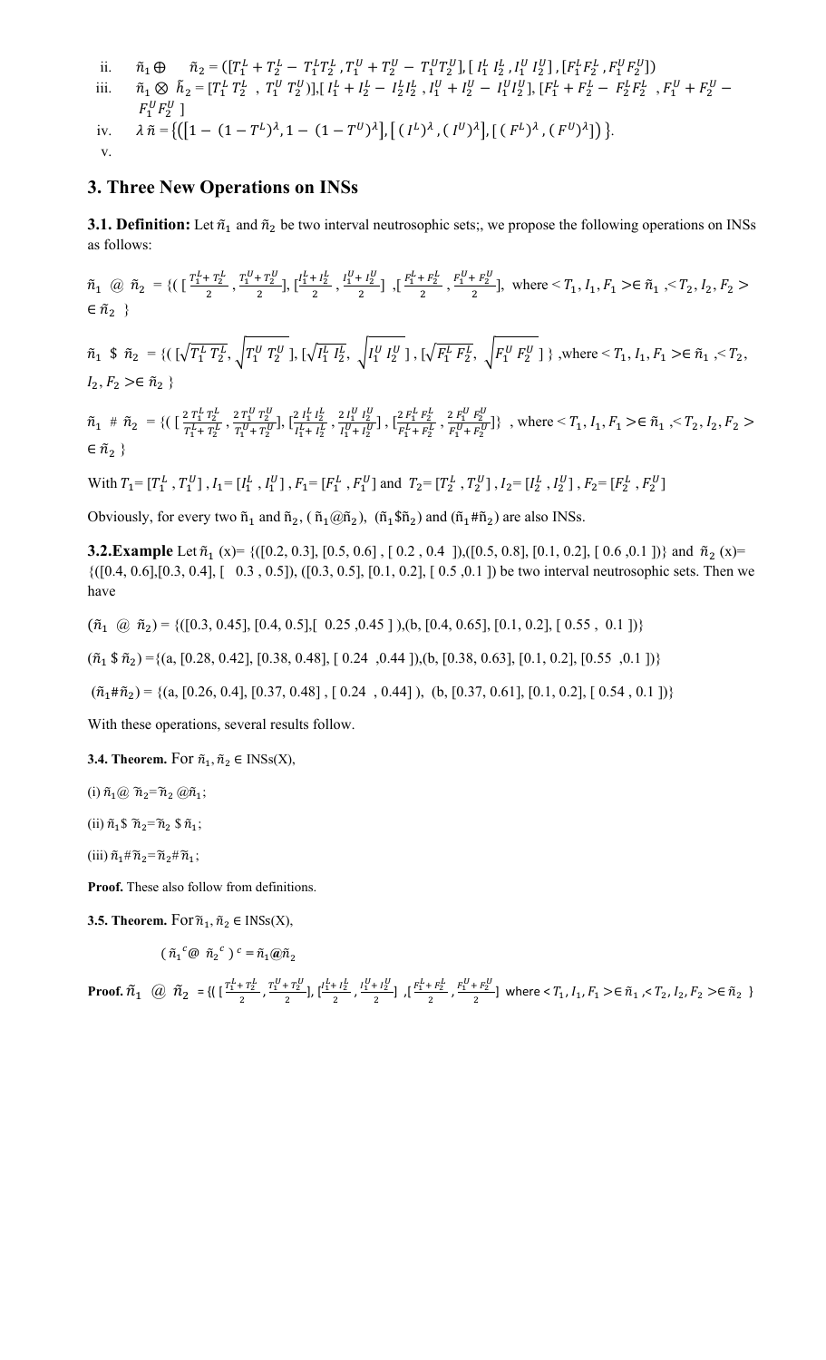ii. $\tilde{n}_1 \oplus \quad \tilde{n}_2 = ([T_1^L + T_2^L - T_1^L T_2^L , T_1^U + T_2^U - T_1^U T_2^U], [\, I_1^L \, I_2^L , I_1^U \, I_2^U] , [F_1^L F_2^L , F_1^U F_2^U])$

iii. $\tilde{n}_1 \otimes \tilde{n}_2 = [T_1^L \, T_2^L \ , \ T_1^U \, T_2^U)], [I_1^L + I_2^L - I_2^L I_2^L , I_1^U + I_2^U - I_1^U I_2^U], [F_1^L + F_2^L - F_2^L F_2^L \ , F_1^U + F_2^U - F_1^U F_2^U \,]$

iv. $\lambda \, \tilde{n} = \{([1-(1-T^L)^{\lambda}, 1-(1-T^U)^{\lambda}], [\,(I^L)^{\lambda}, (I^U)^{\lambda}], [\,(F^L)^{\lambda}, (F^U)^{\lambda}])\}$.

v.

## 3. Three New Operations on INSs

**3.1. Definition:** Let $\tilde{n}_1$ and $\tilde{n}_2$ be two interval neutrosophic sets;, we propose the following operations on INSs as follows:

$\tilde{n}_1 \ @ \ \tilde{n}_2 = \{( \, [\frac{T_1^L + T_2^L}{2}, \frac{T_1^U + T_2^U}{2}], [\frac{I_1^L + I_2^L}{2}, \frac{I_1^U + I_2^U}{2}] \ , [\frac{F_1^L + F_2^L}{2}, \frac{F_1^U + F_2^U}{2}]$, where $< T_1, I_1, F_1 > \in \tilde{n}_1 , < T_2, I_2, F_2 > \in \tilde{n}_2 \ \}$

$\tilde{n}_1 \ \$ \ \tilde{n}_2 = \{( \, [\sqrt{T_1^L T_2^L}, \sqrt{T_1^U T_2^U}], [\sqrt{I_1^L I_2^L}, \sqrt{I_1^U I_2^U}\,] , [\sqrt{F_1^L F_2^L}, \sqrt{F_1^U F_2^U}\,] \}$ ,where $< T_1, I_1, F_1 > \in \tilde{n}_1 , < T_2, I_2, F_2 > \in \tilde{n}_2 \}$

$\tilde{n}_1 \ \# \ \tilde{n}_2 = \{( \, [\frac{2\, T_1^L T_2^L}{T_1^L + T_2^L}, \frac{2\, T_1^U T_2^U}{T_1^U + T_2^U}], [\frac{2\, I_1^L I_2^L}{I_1^L + I_2^L}, \frac{2\, I_1^U I_2^U}{I_1^U + I_2^U}] , [\frac{2\, F_1^L F_2^L}{F_1^L + F_2^L}, \frac{2\, F_1^U F_2^U}{F_1^U + F_2^U}]\}$ , where $< T_1, I_1, F_1 > \in \tilde{n}_1 , < T_2, I_2, F_2 > \in \tilde{n}_2 \ \}$

With $T_1 = [T_1^L , T_1^U]$ , $I_1 = [I_1^L , I_1^U]$ , $F_1 = [F_1^L , F_1^U]$ and $T_2 = [T_2^L , T_2^U]$ , $I_2 = [I_2^L , I_2^U]$ , $F_2 = [F_2^L , F_2^U]$

Obviously, for every two $\tilde{n}_1$ and $\tilde{n}_2$, $(\tilde{n}_1 @ \tilde{n}_2)$, $(\tilde{n}_1 \$ \tilde{n}_2)$ and $(\tilde{n}_1 \# \tilde{n}_2)$ are also INSs.

**3.2.Example** Let $\tilde{n}_1$ (x)= {([0.2, 0.3], [0.5, 0.6] , [ 0.2 , 0.4 ]),([0.5, 0.8], [0.1, 0.2], [ 0.6 ,0.1 ])} and $\tilde{n}_2$ (x)= {([0.4, 0.6],[0.3, 0.4], [ 0.3 , 0.5]), ([0.3, 0.5], [0.1, 0.2], [ 0.5 ,0.1 ]) be two interval neutrosophic sets. Then we have

$(\tilde{n}_1 \ @ \ \tilde{n}_2)$ = {([0.3, 0.45], [0.4, 0.5],[ 0.25 ,0.45 ] ),(b, [0.4, 0.65], [0.1, 0.2], [ 0.55 , 0.1 ])}

$(\tilde{n}_1 \ \$ \ \tilde{n}_2)$ ={(a, [0.28, 0.42], [0.38, 0.48], [ 0.24 ,0.44 ]),(b, [0.38, 0.63], [0.1, 0.2], [0.55 ,0.1 ])}

$(\tilde{n}_1 \# \tilde{n}_2)$ = {(a, [0.26, 0.4], [0.37, 0.48] , [ 0.24 , 0.44] ), (b, [0.37, 0.61], [0.1, 0.2], [ 0.54 , 0.1 ])}

With these operations, several results follow.

**3.4. Theorem.** For $\tilde{n}_1, \tilde{n}_2 \in$ INSs(X),

(i) $\tilde{n}_1 @ \ \tilde{n}_2 = \tilde{n}_2 \ @ \tilde{n}_1$;

(ii) $\tilde{n}_1 \$ \ \tilde{n}_2 = \tilde{n}_2 \ \$ \ \tilde{n}_1$;

(iii) $\tilde{n}_1 \# \tilde{n}_2 = \tilde{n}_2 \# \tilde{n}_1$;

**Proof.** These also follow from definitions.

**3.5. Theorem.** For $\tilde{n}_1, \tilde{n}_2 \in$ INSs(X),

$$(\, \tilde{n}_1{}^c @ \ \tilde{n}_2{}^c \,)^c = \tilde{n}_1 @ \tilde{n}_2$$

**Proof.** $\tilde{n}_1 \ @ \ \tilde{n}_2 = \{( \, [\frac{T_1^L + T_2^L}{2}, \frac{T_1^U + T_2^U}{2}], [\frac{I_1^L + I_2^L}{2}, \frac{I_1^U + I_2^U}{2}] \ , [\frac{F_1^L + F_2^L}{2}, \frac{F_1^U + F_2^U}{2}]$ where $< T_1, I_1, F_1 > \in \tilde{n}_1 , < T_2, I_2, F_2 > \in \tilde{n}_2 \ \}$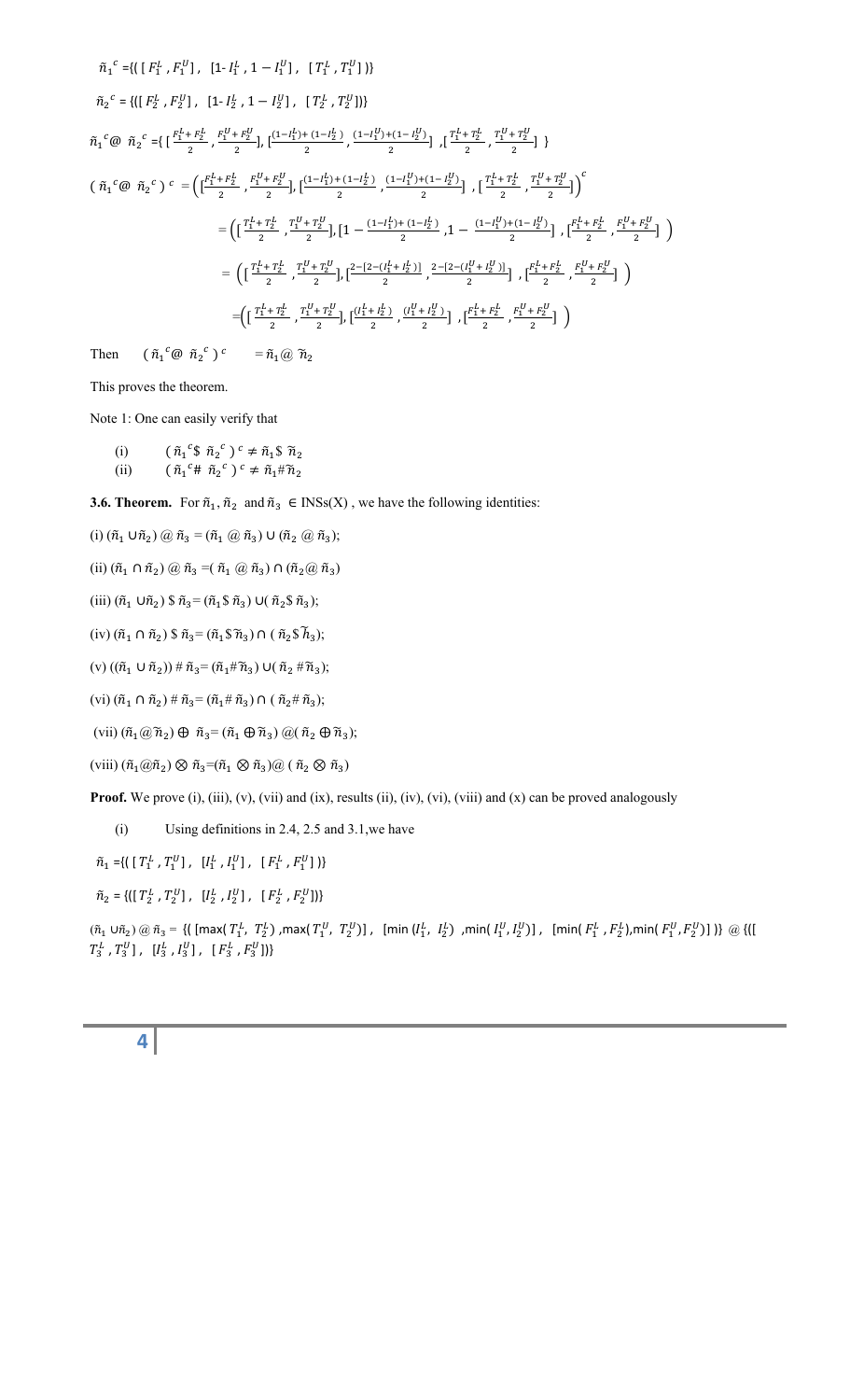$\tilde{n}_1{}^c = \{( [ F_1^L , F_1^U ] , [1- I_1^L , 1 - I_1^U ] , [ T_1^L , T_1^U ] )\}$

$\tilde{n}_2{}^c = \{([ F_2^L , F_2^U ] , [1- I_2^L , 1 - I_2^U ] , [ T_2^L , T_2^U ])\}$

$$\tilde{n}_1{}^c @ \tilde{n}_2{}^c = \{ [ \frac{F_1^L + F_2^L}{2} , \frac{F_1^U + F_2^U}{2} ], [ \frac{(1-I_1^L)+ (1-I_2^L)}{2} , \frac{(1-I_1^U)+(1- I_2^U)}{2} ] , [ \frac{T_1^L + T_2^L}{2} , \frac{T_1^U + T_2^U}{2} ] \}$$

$$( \tilde{n}_1{}^c @ \tilde{n}_2{}^c )^c = \Big( [ \frac{F_1^L + F_2^L}{2} , \frac{F_1^U + F_2^U}{2} ], [ \frac{(1-I_1^L)+ (1-I_2^L)}{2} , \frac{(1-I_1^U)+(1- I_2^U)}{2} ] , [ \frac{T_1^L + T_2^L}{2} , \frac{T_1^U + T_2^U}{2} ] \Big)^c$$

$$= \Big( [ \frac{T_1^L + T_2^L}{2} , \frac{T_1^U + T_2^U}{2} ], [1 - \frac{(1-I_1^L)+ (1-I_2^L)}{2} , 1 - \frac{(1-I_1^U)+(1- I_2^U)}{2} ] , [ \frac{F_1^L + F_2^L}{2} , \frac{F_1^U + F_2^U}{2} ] \Big)$$

$$= \Big( [ \frac{T_1^L + T_2^L}{2} , \frac{T_1^U + T_2^U}{2} ], [ \frac{2-[2-(I_1^L + I_2^L)]}{2} , \frac{2-[2-(I_1^U + I_2^U)]}{2} ] , [ \frac{F_1^L + F_2^L}{2} , \frac{F_1^U + F_2^U}{2} ] \Big)$$

$$= \Big( [ \frac{T_1^L + T_2^L}{2} , \frac{T_1^U + T_2^U}{2} ], [ \frac{(I_1^L + I_2^L)}{2} , \frac{(I_1^U + I_2^U)}{2} ] , [ \frac{F_1^L + F_2^L}{2} , \frac{F_1^U + F_2^U}{2} ] \Big)$$

Then $( \tilde{n}_1{}^c @ \tilde{n}_2{}^c )^c = \tilde{n}_1 @ \tilde{n}_2$

This proves the theorem.

Note 1: One can easily verify that

(i) $( \tilde{n}_1{}^c \$ \tilde{n}_2{}^c )^c \neq \tilde{n}_1 \$ \tilde{n}_2$

(ii) $( \tilde{n}_1{}^c \# \tilde{n}_2{}^c )^c \neq \tilde{n}_1 \# \tilde{n}_2$

**3.6. Theorem.** For $\tilde{n}_1, \tilde{n}_2$ and $\tilde{n}_3 \in$ INSs(X) , we have the following identities:

(i) $(\tilde{n}_1 \cup \tilde{n}_2) @ \tilde{n}_3 = (\tilde{n}_1 @ \tilde{n}_3) \cup (\tilde{n}_2 @ \tilde{n}_3)$;

(ii) $(\tilde{n}_1 \cap \tilde{n}_2) @ \tilde{n}_3 = ( \tilde{n}_1 @ \tilde{n}_3) \cap (\tilde{n}_2 @ \tilde{n}_3)$

(iii) $(\tilde{n}_1 \cup \tilde{n}_2) \$ \tilde{n}_3 = (\tilde{n}_1 \$ \tilde{n}_3) \cup ( \tilde{n}_2 \$ \tilde{n}_3)$;

(iv) $(\tilde{n}_1 \cap \tilde{n}_2) \$ \tilde{n}_3 = (\tilde{n}_1 \$ \tilde{n}_3) \cap ( \tilde{n}_2 \$ \tilde{h}_3)$;

(v) $((\tilde{n}_1 \cup \tilde{n}_2)) \# \tilde{n}_3 = (\tilde{n}_1 \# \tilde{n}_3) \cup (\tilde{n}_2 \# \tilde{n}_3)$;

(vi) $(\tilde{n}_1 \cap \tilde{n}_2) \# \tilde{n}_3 = (\tilde{n}_1 \# \tilde{n}_3) \cap ( \tilde{n}_2 \# \tilde{n}_3)$;

(vii) $(\tilde{n}_1 @ \tilde{n}_2) \oplus \tilde{n}_3 = (\tilde{n}_1 \oplus \tilde{n}_3) @ ( \tilde{n}_2 \oplus \tilde{n}_3)$;

(viii) $(\tilde{n}_1 @ \tilde{n}_2) \otimes \tilde{n}_3 = (\tilde{n}_1 \otimes \tilde{n}_3) @ ( \tilde{n}_2 \otimes \tilde{n}_3)$

**Proof.** We prove (i), (iii), (v), (vii) and (ix), results (ii), (iv), (vi), (viii) and (x) can be proved analogously

(i) Using definitions in 2.4, 2.5 and 3.1,we have

$\tilde{n}_1 = \{( [ T_1^L , T_1^U ] , [I_1^L , I_1^U ] , [ F_1^L , F_1^U ] )\}$

$\tilde{n}_2 = \{([ T_2^L , T_2^U ] , [I_2^L , I_2^U ] , [ F_2^L , F_2^U ])\}$

$(\tilde{n}_1 \cup \tilde{n}_2) @ \tilde{n}_3 = \{( [\max( T_1^L, T_2^L) , \max( T_1^U, T_2^U)] , [\min (I_1^L, I_2^L) , \min( I_1^U , I_2^U)] , [\min( F_1^L , F_2^L), \min( F_1^U , F_2^U)] )\} @ \{([ T_3^L , T_3^U ] , [I_3^L , I_3^U ] , [ F_3^L , F_3^U ])\}$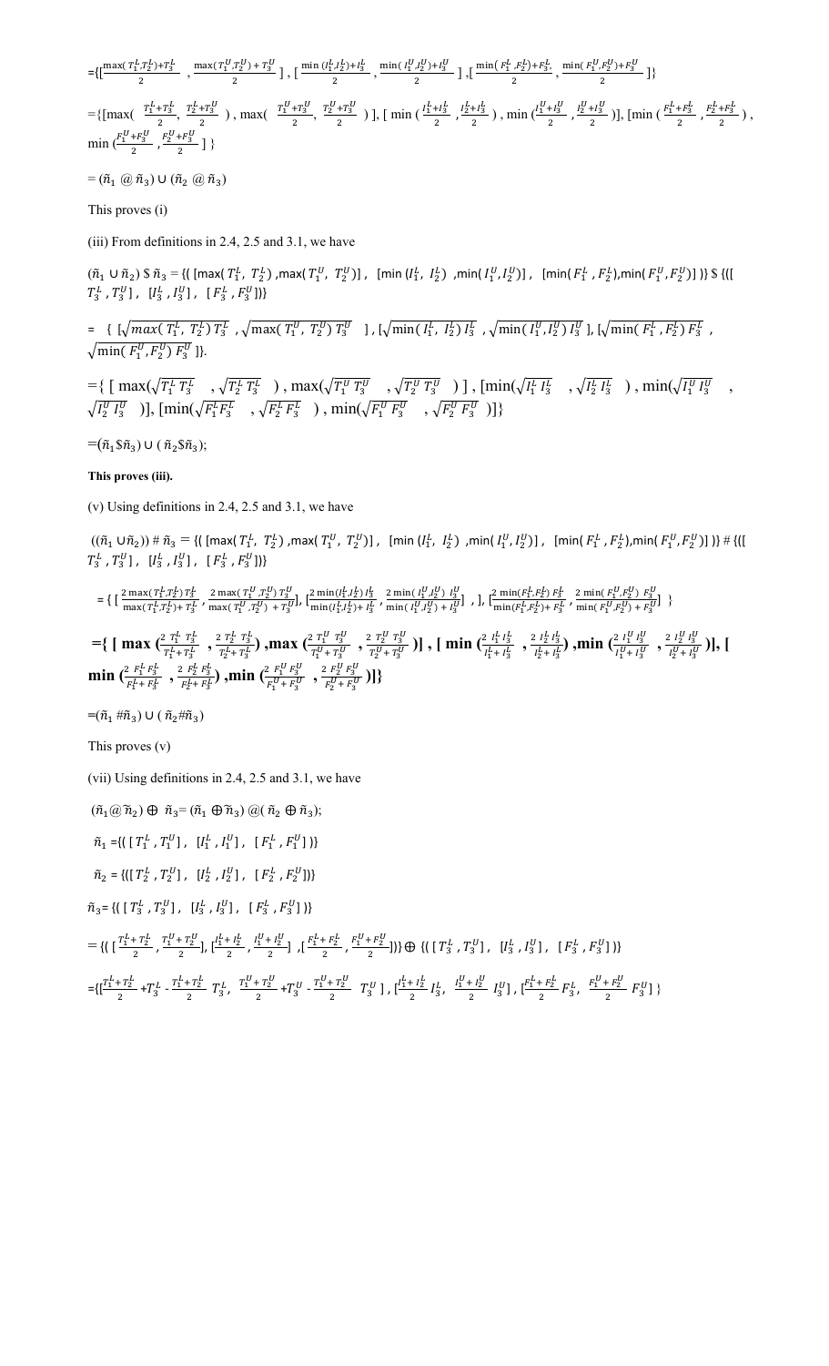$=\{[\frac{\max(T_1^L,T_2^L)+T_3^L}{2}, \frac{\max(T_1^U,T_2^U)+T_3^U}{2}], [\frac{\min(I_1^L,I_2^L)+I_3^L}{2}, \frac{\min(I_1^U,I_2^U)+I_3^U}{2}], [\frac{\min(F_1^L,F_2^L)+F_3^L}{2}, \frac{\min(F_1^U,F_2^U)+F_3^U}{2}]\}$

$=\{[\max(\frac{T_1^L+T_3^L}{2}, \frac{T_2^L+T_3^L}{2}), \max(\frac{T_1^U+T_3^U}{2}, \frac{T_2^U+T_3^U}{2})], [\min(\frac{I_1^L+I_3^L}{2}, \frac{I_2^L+I_3^L}{2}), \min(\frac{I_1^U+I_3^U}{2}, \frac{I_2^U+I_3^U}{2})], [\min(\frac{F_1^L+F_3^L}{2}, \frac{F_2^L+F_3^L}{2}), \min(\frac{F_1^U+F_3^U}{2}, \frac{F_2^U+F_3^U}{2})]\}$

$= (\tilde{n}_1 @ \tilde{n}_3) \cup (\tilde{n}_2 @ \tilde{n}_3)$

This proves (i)

(iii) From definitions in 2.4, 2.5 and 3.1, we have

$(\tilde{n}_1 \cup \tilde{n}_2) \$ \tilde{n}_3 = \{([\max(T_1^L, T_2^L), \max(T_1^U, T_2^U)], [\min(I_1^L, I_2^L), \min(I_1^U, I_2^U)], [\min(F_1^L, F_2^L), \min(F_1^U, F_2^U)])\} \$ \{([T_3^L, T_3^U], [I_3^L, I_3^U], [F_3^L, F_3^U])\}$

$= \{[\sqrt{\max(T_1^L, T_2^L)\, T_3^L}, \sqrt{\max(T_1^U, T_2^U)\, T_3^U}], [\sqrt{\min(I_1^L, I_2^L)\, I_3^L}, \sqrt{\min(I_1^U, I_2^U)\, I_3^U}], [\sqrt{\min(F_1^L, F_2^L)\, F_3^L}, \sqrt{\min(F_1^U, F_2^U)\, F_3^U}]\}.$

$=\{[\max(\sqrt{T_1^L T_3^L}, \sqrt{T_2^L T_3^L}), \max(\sqrt{T_1^U T_3^U}, \sqrt{T_2^U T_3^U})], [\min(\sqrt{I_1^L I_3^L}, \sqrt{I_2^L I_3^L}), \min(\sqrt{I_1^U I_3^U}, \sqrt{I_2^U I_3^U})], [\min(\sqrt{F_1^L F_3^L}, \sqrt{F_2^L F_3^L}), \min(\sqrt{F_1^U F_3^U}, \sqrt{F_2^U F_3^U})]\}$

$=(\tilde{n}_1 \$ \tilde{n}_3) \cup (\tilde{n}_2 \$ \tilde{n}_3);$

**This proves (iii).**

(v) Using definitions in 2.4, 2.5 and 3.1, we have

$((\tilde{n}_1 \cup \tilde{n}_2)) \# \tilde{n}_3 = \{([\max(T_1^L, T_2^L), \max(T_1^U, T_2^U)], [\min(I_1^L, I_2^L), \min(I_1^U, I_2^U)], [\min(F_1^L, F_2^L), \min(F_1^U, F_2^U)])\} \# \{([T_3^L, T_3^U], [I_3^L, I_3^U], [F_3^L, F_3^U])\}$

$= \{[\frac{2\max(T_1^L,T_2^L)\, T_3^L}{\max(T_1^L,T_2^L)+T_3^L}, \frac{2\max(T_1^U,T_2^U)\, T_3^U}{\max(T_1^U,T_2^U)+T_3^U}], [\frac{2\min(I_1^L,I_2^L)\, I_3^L}{\min(I_1^L,I_2^L)+I_3^L}, \frac{2\min(I_1^U,I_2^U)\, I_3^U}{\min(I_1^U,I_2^U)+I_3^U}], [\frac{2\min(F_1^L,F_2^L)\, F_3^L}{\min(F_1^L,F_2^L)+F_3^L}, \frac{2\min(F_1^U,F_2^U)\, F_3^U}{\min(F_1^U,F_2^U)+F_3^U}]\}$

$=\{[\max(\frac{2T_1^L T_3^L}{T_1^L+T_3^L}, \frac{2T_2^L T_3^L}{T_2^L+T_3^L}), \max(\frac{2T_1^U T_3^U}{T_1^U+T_3^U}, \frac{2T_2^U T_3^U}{T_2^U+T_3^U})], [\min(\frac{2I_1^L I_3^L}{I_1^L+I_3^L}, \frac{2I_2^L I_3^L}{I_2^L+I_3^L}), \min(\frac{2I_1^U I_3^U}{I_1^U+I_3^U}, \frac{2I_2^U I_3^U}{I_2^U+I_3^U})], [\min(\frac{2F_1^L F_3^L}{F_1^L+F_3^L}, \frac{2F_2^L F_3^L}{F_2^L+F_3^L}), \min(\frac{2F_1^U F_3^U}{F_1^U+F_3^U}, \frac{2F_2^U F_3^U}{F_2^U+F_3^U})]\}$

$=(\tilde{n}_1 \# \tilde{n}_3) \cup (\tilde{n}_2 \# \tilde{n}_3)$

This proves (v)

(vii) Using definitions in 2.4, 2.5 and 3.1, we have

$(\tilde{n}_1 @ \tilde{n}_2) \oplus \tilde{n}_3 = (\tilde{n}_1 \oplus \tilde{n}_3) @ (\tilde{n}_2 \oplus \tilde{n}_3);$

$\tilde{n}_1 = \{([T_1^L, T_1^U], [I_1^L, I_1^U], [F_1^L, F_1^U])\}$

$\tilde{n}_2 = \{([T_2^L, T_2^U], [I_2^L, I_2^U], [F_2^L, F_2^U])\}$

$\tilde{n}_3 = \{([T_3^L, T_3^U], [I_3^L, I_3^U], [F_3^L, F_3^U])\}$

$= \{([\frac{T_1^L+T_2^L}{2}, \frac{T_1^U+T_2^U}{2}], [\frac{I_1^L+I_2^L}{2}, \frac{I_1^U+I_2^U}{2}], [\frac{F_1^L+F_2^L}{2}, \frac{F_1^U+F_2^U}{2}])\} \oplus \{([T_3^L, T_3^U], [I_3^L, I_3^U], [F_3^L, F_3^U])\}$

$=\{[\frac{T_1^L+T_2^L}{2}+T_3^L - \frac{T_1^L+T_2^L}{2}\, T_3^L, \frac{T_1^U+T_2^U}{2}+T_3^U - \frac{T_1^U+T_2^U}{2}\, T_3^U], [\frac{I_1^L+I_2^L}{2}\, I_3^L, \frac{I_1^U+I_2^U}{2}\, I_3^U], [\frac{F_1^L+F_2^L}{2}\, F_3^L, \frac{F_1^U+F_2^U}{2}\, F_3^U]\}$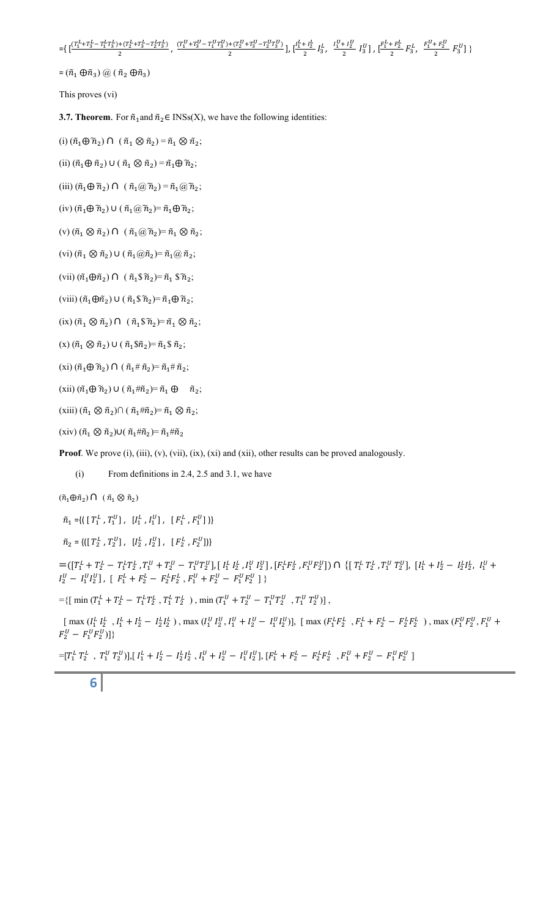$=\{ [\frac{(T_1^L+T_3^L-T_1^LT_3^L)+(T_2^L+T_3^L-T_2^LT_3^L)}{2}, \frac{(T_1^U+T_3^U-T_1^UT_3^U)+(T_2^U+T_3^U-T_2^UT_3^U)}{2}], [\frac{I_1^L+I_2^L}{2}\, I_3^L, \frac{I_1^U+I_2^U}{2}\, I_3^U], [\frac{F_1^L+F_2^L}{2}\, F_3^L, \frac{F_1^U+F_2^U}{2}\, F_3^U] \}$

$= (\tilde{n}_1 \oplus \tilde{n}_3) \,@\, (\tilde{n}_2 \oplus \tilde{n}_3)$

This proves (vi)

**3.7. Theorem**. For $\tilde{n}_1$ and $\tilde{n}_2 \in$ INSs(X), we have the following identities:

(i) $(\tilde{n}_1 \oplus \tilde{n}_2) \cap (\tilde{n}_1 \otimes \tilde{n}_2) = \tilde{n}_1 \otimes \tilde{n}_2$;

(ii) $(\tilde{n}_1 \oplus \tilde{n}_2) \cup (\tilde{n}_1 \otimes \tilde{n}_2) = \tilde{n}_1 \oplus \tilde{n}_2$;

(iii) $(\tilde{n}_1 \oplus \tilde{n}_2) \cap (\tilde{n}_1 @ \tilde{n}_2) = \tilde{n}_1 @ \tilde{n}_2$;

(iv) $(\tilde{n}_1 \oplus \tilde{n}_2) \cup (\tilde{n}_1 @ \tilde{n}_2) = \tilde{n}_1 \oplus \tilde{n}_2$;

(v) $(\tilde{n}_1 \otimes \tilde{n}_2) \cap (\tilde{n}_1 @ \tilde{n}_2) = \tilde{n}_1 \otimes \tilde{n}_2$;

(vi) $(\tilde{n}_1 \otimes \tilde{n}_2) \cup (\tilde{n}_1 @ \tilde{n}_2) = \tilde{n}_1 @ \tilde{n}_2$;

(vii) $(\tilde{n}_1 \oplus \tilde{n}_2) \cap (\tilde{n}_1 \$ \tilde{n}_2) = \tilde{n}_1 \$ \tilde{n}_2$;

(viii) $(\tilde{n}_1 \oplus \tilde{n}_2) \cup (\tilde{n}_1 \$ \tilde{n}_2) = \tilde{n}_1 \oplus \tilde{n}_2$;

(ix) $(\tilde{n}_1 \otimes \tilde{n}_2) \cap (\tilde{n}_1 \$ \tilde{n}_2) = \tilde{n}_1 \otimes \tilde{n}_2$;

(x) $(\tilde{n}_1 \otimes \tilde{n}_2) \cup (\tilde{n}_1 \$ \tilde{n}_2) = \tilde{n}_1 \$ \tilde{n}_2$;

(xi) $(\tilde{n}_1 \oplus \tilde{n}_2) \cap (\tilde{n}_1 \# \tilde{n}_2) = \tilde{n}_1 \# \tilde{n}_2$;

(xii) $(\tilde{n}_1 \oplus \tilde{n}_2) \cup (\tilde{n}_1 \# \tilde{n}_2) = \tilde{n}_1 \oplus \tilde{n}_2$;

(xiii) $(\tilde{n}_1 \otimes \tilde{n}_2) \cap (\tilde{n}_1 \# \tilde{n}_2) = \tilde{n}_1 \otimes \tilde{n}_2$;

(xiv) $(\tilde{n}_1 \otimes \tilde{n}_2) \cup (\tilde{n}_1 \# \tilde{n}_2) = \tilde{n}_1 \# \tilde{n}_2$

**Proof**. We prove (i), (iii), (v), (vii), (ix), (xi) and (xii), other results can be proved analogously.

(i) From definitions in 2.4, 2.5 and 3.1, we have

$(\tilde{n}_1 \oplus \tilde{n}_2) \cap (\tilde{n}_1 \otimes \tilde{n}_2)$

$\tilde{n}_1 = \{( [T_1^L, T_1^U], [I_1^L, I_1^U], [F_1^L, F_1^U] )\}$

$\tilde{n}_2 = \{( [T_2^L, T_2^U], [I_2^L, I_2^U], [F_2^L, F_2^U] )\}$

$= ([T_1^L + T_2^L - T_1^LT_2^L, T_1^U + T_2^U - T_1^UT_2^U], [I_1^L I_2^L, I_1^U I_2^U], [F_1^LF_2^L, F_1^UF_2^U]) \cap \{[T_1^L T_2^L, T_1^U T_2^U], [I_1^L + I_2^L - I_2^LI_2^L, I_1^U + I_2^U - I_1^UI_2^U], [F_1^L + F_2^L - F_2^LF_2^L, F_1^U + F_2^U - F_1^UF_2^U]\}$

$= \{[\min(T_1^L + T_2^L - T_1^LT_2^L, T_1^L T_2^L), \min(T_1^U + T_2^U - T_1^UT_2^U, T_1^U T_2^U)],$

$[\max(I_1^L I_2^L, I_1^L + I_2^L - I_2^LI_2^L), \max(I_1^U I_2^U, I_1^U + I_2^U - I_1^UI_2^U)], [\max(F_1^LF_2^L, F_1^L + F_2^L - F_2^LF_2^L), \max(F_1^UF_2^U, F_1^U + F_2^U - F_1^UF_2^U)]\}$

$= [T_1^L T_2^L, T_1^U T_2^U)], [I_1^L + I_2^L - I_2^LI_2^L, I_1^U + I_2^U - I_1^UI_2^U], [F_1^L + F_2^L - F_2^LF_2^L, F_1^U + F_2^U - F_1^UF_2^U]$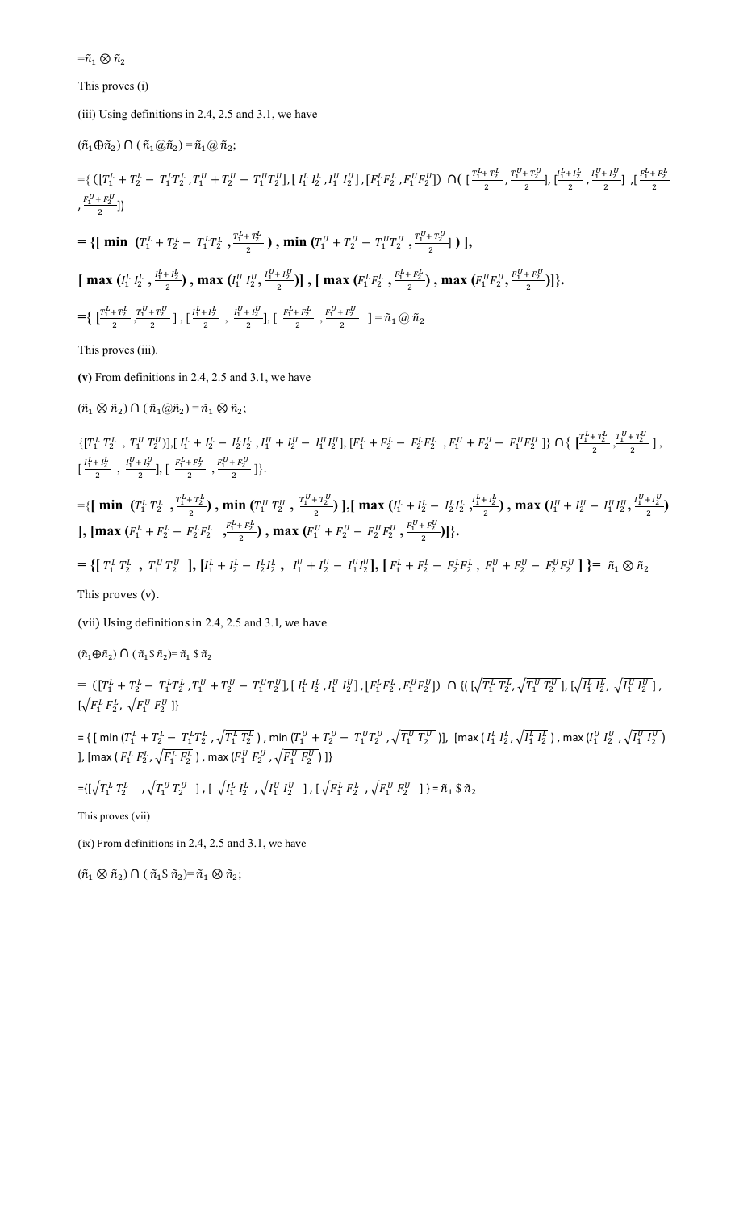$=\tilde{n}_1 \otimes \tilde{n}_2$

This proves (i)

(iii) Using definitions in 2.4, 2.5 and 3.1, we have

$(\tilde{n}_1 \oplus \tilde{n}_2) \cap (\tilde{n}_1 @ \tilde{n}_2) = \tilde{n}_1 @ \tilde{n}_2$;

$=\{ ([T_1^L + T_2^L - T_1^L T_2^L, T_1^U + T_2^U - T_1^U T_2^U], [I_1^L I_2^L, I_1^U I_2^U], [F_1^L F_2^L, F_1^U F_2^U]) \cap ([\frac{T_1^L + T_2^L}{2}, \frac{T_1^U + T_2^U}{2}], [\frac{I_1^L + I_2^L}{2}, \frac{I_1^U + I_2^U}{2}], [\frac{F_1^L + F_2^L}{2}, \frac{F_1^U + F_2^U}{2}])$

$= \{[\min (T_1^L + T_2^L - T_1^L T_2^L, \frac{T_1^L + T_2^L}{2}), \min (T_1^U + T_2^U - T_1^U T_2^U, \frac{T_1^U + T_2^U}{2})],$

$[\max (I_1^L I_2^L, \frac{I_1^L + I_2^L}{2}), \max (I_1^U I_2^U, \frac{I_1^U + I_2^U}{2})], [\max (F_1^L F_2^L, \frac{F_1^L + F_2^L}{2}), \max (F_1^U F_2^U, \frac{F_1^U + F_2^U}{2})]\}.$

$=\{ [\frac{T_1^L + T_2^L}{2}, \frac{T_1^U + T_2^U}{2}], [\frac{I_1^L + I_2^L}{2}, \frac{I_1^U + I_2^U}{2}], [\frac{F_1^L + F_2^L}{2}, \frac{F_1^U + F_2^U}{2}] = \tilde{n}_1 @ \tilde{n}_2$

This proves (iii).

**(v)** From definitions in 2.4, 2.5 and 3.1, we have

$(\tilde{n}_1 \otimes \tilde{n}_2) \cap (\tilde{n}_1 @ \tilde{n}_2) = \tilde{n}_1 \otimes \tilde{n}_2$;

$\{[T_1^L T_2^L, T_1^U T_2^U)], [I_1^L + I_2^L - I_2^L I_2^L, I_1^U + I_2^U - I_1^U I_2^U], [F_1^L + F_2^L - F_2^L F_2^L, F_1^U + F_2^U - F_1^U F_2^U]\} \cap \{ [\frac{T_1^L + T_2^L}{2}, \frac{T_1^U + T_2^U}{2}], [\frac{I_1^L + I_2^L}{2}, \frac{I_1^U + I_2^U}{2}], [\frac{F_1^L + F_2^L}{2}, \frac{F_1^U + F_2^U}{2}]\}.$

$=\{[\min (T_1^L T_2^L, \frac{T_1^L + T_2^L}{2}), \min (T_1^U T_2^U, \frac{T_1^U + T_2^U}{2})], [\max (I_1^L + I_2^L - I_2^L I_2^L, \frac{I_1^L + I_2^L}{2}), \max (I_1^U + I_2^U - I_1^U I_2^U, \frac{I_1^U + I_2^U}{2})], [\max (F_1^L + F_2^L - F_2^L F_2^L, \frac{F_1^L + F_2^L}{2}), \max (F_1^U + F_2^U - F_2^U F_2^U, \frac{F_1^U + F_2^U}{2})]\}.$

$= \{[T_1^L T_2^L, T_1^U T_2^U], [I_1^L + I_2^L - I_2^L I_2^L, I_1^U + I_2^U - I_1^U I_2^U], [F_1^L + F_2^L - F_2^L F_2^L, F_1^U + F_2^U - F_2^U F_2^U]\} = \tilde{n}_1 \otimes \tilde{n}_2$

This proves (v).

(vii) Using definitions in 2.4, 2.5 and 3.1, we have

$(\tilde{n}_1 \oplus \tilde{n}_2) \cap (\tilde{n}_1 \$ \tilde{n}_2) = \tilde{n}_1 \$ \tilde{n}_2$

$= ([T_1^L + T_2^L - T_1^L T_2^L, T_1^U + T_2^U - T_1^U T_2^U], [I_1^L I_2^L, I_1^U I_2^U], [F_1^L F_2^L, F_1^U F_2^U]) \cap \{([\sqrt{T_1^L T_2^L}, \sqrt{T_1^U T_2^U}], [\sqrt{I_1^L I_2^L}, \sqrt{I_1^U I_2^U}], [\sqrt{F_1^L F_2^L}, \sqrt{F_1^U F_2^U}]\}$

$= \{ [\min (T_1^L + T_2^L - T_1^L T_2^L, \sqrt{T_1^L T_2^L}), \min (T_1^U + T_2^U - T_1^U T_2^U, \sqrt{T_1^U T_2^U})], [\max (I_1^L I_2^L, \sqrt{I_1^L I_2^L}), \max (I_1^U I_2^U, \sqrt{I_1^U I_2^U})], [\max (F_1^L F_2^L, \sqrt{F_1^L F_2^L}), \max (F_1^U F_2^U, \sqrt{F_1^U F_2^U})]\}$

$=\{[\sqrt{T_1^L T_2^L}, \sqrt{T_1^U T_2^U}], [\sqrt{I_1^L I_2^L}, \sqrt{I_1^U I_2^U}], [\sqrt{F_1^L F_2^L}, \sqrt{F_1^U F_2^U}]\} = \tilde{n}_1 \$ \tilde{n}_2$

This proves (vii)

(ix) From definitions in 2.4, 2.5 and 3.1, we have

$(\tilde{n}_1 \otimes \tilde{n}_2) \cap (\tilde{n}_1 \$ \tilde{n}_2) = \tilde{n}_1 \otimes \tilde{n}_2$;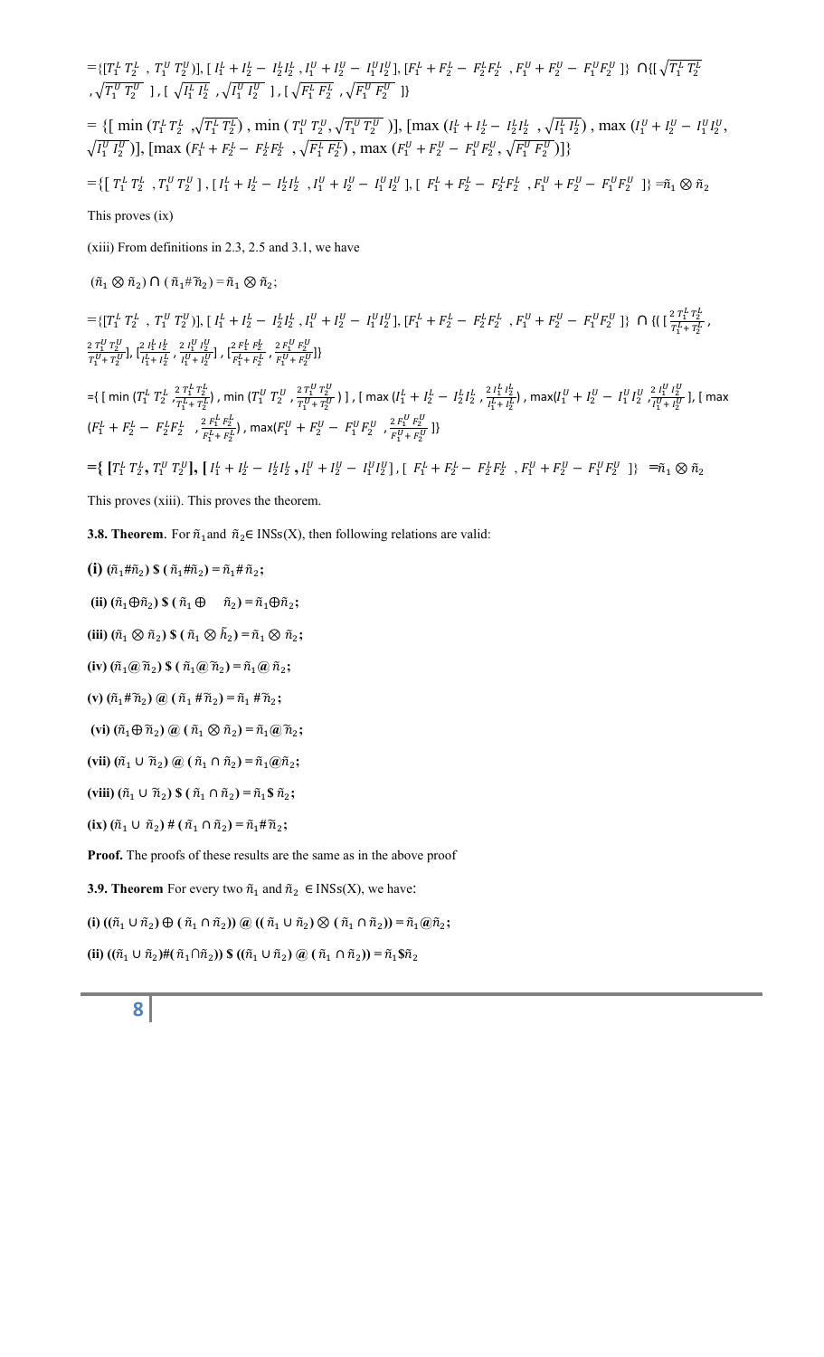$=\{[T_1^L T_2^L \ , T_1^U T_2^U)], [I_1^L + I_2^L - I_2^L I_2^L \ , I_1^U + I_2^U - I_1^U I_2^U], [F_1^L + F_2^L - F_2^L F_2^L \ , F_1^U + F_2^U - F_1^U F_2^U \ ]\} \cap \{[\sqrt{T_1^L T_2^L} \ , \sqrt{T_1^U T_2^U} \ ], [\sqrt{I_1^L I_2^L} \ , \sqrt{I_1^U I_2^U} \ ], [\sqrt{F_1^L F_2^L} \ , \sqrt{F_1^U F_2^U} \ ]\}$

$= \{[\min(T_1^L T_2^L \ , \sqrt{T_1^L T_2^L}), \min(T_1^U T_2^U, \sqrt{T_1^U T_2^U})], [\max(I_1^L + I_2^L - I_2^L I_2^L \ , \sqrt{I_1^L I_2^L}), \max(I_1^U + I_2^U - I_1^U I_2^U, \sqrt{I_1^U I_2^U})], [\max(F_1^L + F_2^L - F_2^L F_2^L \ , \sqrt{F_1^L F_2^L}), \max(F_1^U + F_2^U - F_1^U F_2^U, \sqrt{F_1^U F_2^U})]\}$

$=\{[T_1^L T_2^L \ , T_1^U T_2^U \ ], [I_1^L + I_2^L - I_2^L I_2^L \ , I_1^U + I_2^U - I_1^U I_2^U \ ], [F_1^L + F_2^L - F_2^L F_2^L \ , F_1^U + F_2^U - F_1^U F_2^U \ ]\} = \tilde{n}_1 \otimes \tilde{n}_2$

This proves (ix)

(xiii) From definitions in 2.3, 2.5 and 3.1, we have

$(\tilde{n}_1 \otimes \tilde{n}_2) \cap (\tilde{n}_1 \# \tilde{n}_2) = \tilde{n}_1 \otimes \tilde{n}_2$;

$=\{[T_1^L T_2^L \ , T_1^U T_2^U)], [I_1^L + I_2^L - I_2^L I_2^L \ , I_1^U + I_2^U - I_1^U I_2^U], [F_1^L + F_2^L - F_2^L F_2^L \ , F_1^U + F_2^U - F_1^U F_2^U \ ]\} \cap \{([\frac{2T_1^L T_2^L}{T_1^L + T_2^L}, \frac{2T_1^U T_2^U}{T_1^U + T_2^U}], [\frac{2I_1^L I_2^L}{I_1^L + I_2^L}, \frac{2I_1^U I_2^U}{I_1^U + I_2^U}], [\frac{2F_1^L F_2^L}{F_1^L + F_2^L}, \frac{2F_1^U F_2^U}{F_1^U + F_2^U}]\}$

$=\{[\min(T_1^L T_2^L \ , \frac{2T_1^L T_2^L}{T_1^L + T_2^L}), \min(T_1^U T_2^U \ , \frac{2T_1^U T_2^U}{T_1^U + T_2^U})], [\max(I_1^L + I_2^L - I_2^L I_2^L \ , \frac{2I_1^L I_2^L}{I_1^L + I_2^L}), \max(I_1^U + I_2^U - I_1^U I_2^U \ , \frac{2I_1^U I_2^U}{I_1^U + I_2^U}], [\max(F_1^L + F_2^L - F_2^L F_2^L \ , \frac{2F_1^L F_2^L}{F_1^L + F_2^L}), \max(F_1^U + F_2^U - F_1^U F_2^U \ , \frac{2F_1^U F_2^U}{F_1^U + F_2^U}]\}$

$=\{[T_1^L T_2^L, T_1^U T_2^U], [I_1^L + I_2^L - I_2^L I_2^L, I_1^U + I_2^U - I_1^U I_2^U], [F_1^L + F_2^L - F_2^L F_2^L \ , F_1^U + F_2^U - F_1^U F_2^U \ ]\} = \tilde{n}_1 \otimes \tilde{n}_2$

This proves (xiii). This proves the theorem.

**3.8. Theorem**. For $\tilde{n}_1$ and $\tilde{n}_2 \in$ INSs(X), then following relations are valid:

**(i)** $(\tilde{n}_1 \# \tilde{n}_2) \$ (\tilde{n}_1 \# \tilde{n}_2) = \tilde{n}_1 \# \tilde{n}_2$;

**(ii)** $(\tilde{n}_1 \oplus \tilde{n}_2) \$ (\tilde{n}_1 \oplus \tilde{n}_2) = \tilde{n}_1 \oplus \tilde{n}_2$;

**(iii)** $(\tilde{n}_1 \otimes \tilde{n}_2) \$ (\tilde{n}_1 \otimes \tilde{h}_2) = \tilde{n}_1 \otimes \tilde{n}_2$;

**(iv)** $(\tilde{n}_1 @ \tilde{n}_2) \$ (\tilde{n}_1 @ \tilde{n}_2) = \tilde{n}_1 @ \tilde{n}_2$;

**(v)** $(\tilde{n}_1 \# \tilde{n}_2) @ (\tilde{n}_1 \# \tilde{n}_2) = \tilde{n}_1 \# \tilde{n}_2$;

**(vi)** $(\tilde{n}_1 \oplus \tilde{n}_2) @ (\tilde{n}_1 \otimes \tilde{n}_2) = \tilde{n}_1 @ \tilde{n}_2$;

**(vii)** $(\tilde{n}_1 \cup \tilde{n}_2) @ (\tilde{n}_1 \cap \tilde{n}_2) = \tilde{n}_1 @ \tilde{n}_2$;

**(viii)** $(\tilde{n}_1 \cup \tilde{n}_2) \$ (\tilde{n}_1 \cap \tilde{n}_2) = \tilde{n}_1 \$ \tilde{n}_2$;

**(ix)** $(\tilde{n}_1 \cup \tilde{n}_2) \# (\tilde{n}_1 \cap \tilde{n}_2) = \tilde{n}_1 \# \tilde{n}_2$;

**Proof.** The proofs of these results are the same as in the above proof

**3.9. Theorem** For every two $\tilde{n}_1$ and $\tilde{n}_2 \in$ INSs(X), we have:

**(i)** $((\tilde{n}_1 \cup \tilde{n}_2) \oplus (\tilde{n}_1 \cap \tilde{n}_2)) @ ((\tilde{n}_1 \cup \tilde{n}_2) \otimes (\tilde{n}_1 \cap \tilde{n}_2)) = \tilde{n}_1 @ \tilde{n}_2$;

**(ii)** $((\tilde{n}_1 \cup \tilde{n}_2) \# (\tilde{n}_1 \cap \tilde{n}_2)) \$ ((\tilde{n}_1 \cup \tilde{n}_2) @ (\tilde{n}_1 \cap \tilde{n}_2)) = \tilde{n}_1 \$ \tilde{n}_2$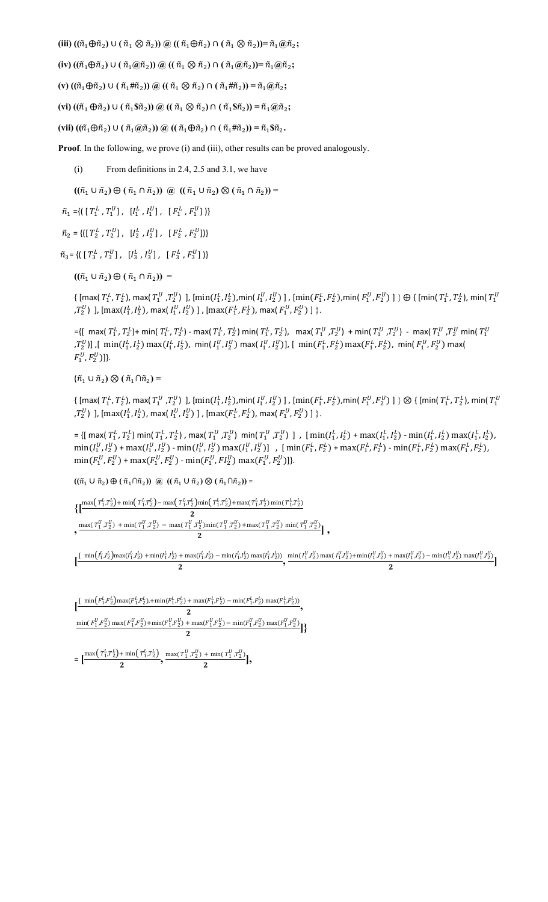**(iii)** $((\tilde{n}_1 \oplus \tilde{n}_2) \cup (\tilde{n}_1 \otimes \tilde{n}_2))$ **@** $((\tilde{n}_1 \oplus \tilde{n}_2) \cap (\tilde{n}_1 \otimes \tilde{n}_2)) = \tilde{n}_1 @ \tilde{n}_2$**;**

**(iv)** $((\tilde{n}_1 \oplus \tilde{n}_2) \cup (\tilde{n}_1 @ \tilde{n}_2))$ **@** $((\tilde{n}_1 \otimes \tilde{n}_2) \cap (\tilde{n}_1 @ \tilde{n}_2)) = \tilde{n}_1 @ \tilde{n}_2$**;**

**(v)** $((\tilde{n}_1 \oplus \tilde{n}_2) \cup (\tilde{n}_1 \# \tilde{n}_2))$ **@** $((\tilde{n}_1 \otimes \tilde{n}_2) \cap (\tilde{n}_1 \# \tilde{n}_2)) = \tilde{n}_1 @ \tilde{n}_2$**;**

**(vi)** $((\tilde{n}_1 \oplus \tilde{n}_2) \cup (\tilde{n}_1 \$ \tilde{n}_2))$ **@** $((\tilde{n}_1 \otimes \tilde{n}_2) \cap (\tilde{n}_1 \$ \tilde{n}_2)) = \tilde{n}_1 @ \tilde{n}_2$**;**

**(vii)** $((\tilde{n}_1 \oplus \tilde{n}_2) \cup (\tilde{n}_1 @ \tilde{n}_2))$ **@** $((\tilde{n}_1 \oplus \tilde{n}_2) \cap (\tilde{n}_1 \# \tilde{n}_2)) = \tilde{n}_1 \$ \tilde{n}_2$**.**

**Proof**. In the following, we prove (i) and (iii), other results can be proved analogously.

(i) From definitions in 2.4, 2.5 and 3.1, we have

$((\tilde{n}_1 \cup \tilde{n}_2) \oplus (\tilde{n}_1 \cap \tilde{n}_2))$ **@** $((\tilde{n}_1 \cup \tilde{n}_2) \otimes (\tilde{n}_1 \cap \tilde{n}_2)) =$

$\tilde{n}_1 = \{([T_1^L, T_1^U], [I_1^L, I_1^U], [F_1^L, F_1^U])\}$

$\tilde{n}_2 = \{([T_2^L, T_2^U], [I_2^L, I_2^U], [F_2^L, F_2^U])\}$

$\tilde{n}_3 = \{([T_3^L, T_3^U], [I_3^L, I_3^U], [F_3^L, F_3^U])\}$

$((\tilde{n}_1 \cup \tilde{n}_2) \oplus (\tilde{n}_1 \cap \tilde{n}_2)) =$

$\{ [\max(T_1^L, T_2^L), \max(T_1^U, T_2^U)], [\min(I_1^L, I_2^L), \min(I_1^U, I_2^U)], [\min(F_1^L, F_2^L), \min(F_1^U, F_2^U)] \} \oplus \{ [\min(T_1^L, T_2^L), \min(T_1^U, T_2^U)], [\max(I_1^L, I_2^L), \max(I_1^U, I_2^U)], [\max(F_1^L, F_2^L), \max(F_1^U, F_2^U)] \}.$

$= \{ [\max(T_1^L, T_2^L) + \min(T_1^L, T_2^L) - \max(T_1^L, T_2^L)\min(T_1^L, T_2^L),\ \max(T_1^U, T_2^U) + \min(T_1^U, T_2^U) - \max(T_1^U, T_2^U)\min(T_1^U, T_2^U)], [\min(I_1^L, I_2^L)\max(I_1^L, I_2^L),\ \min(I_1^U, I_2^U)\max(I_1^U, I_2^U)], [\min(F_1^L, F_2^L)\max(F_1^L, F_2^L),\ \min(F_1^U, F_2^U)\max(F_1^U, F_2^U)] \}.$

$(\tilde{n}_1 \cup \tilde{n}_2) \otimes (\tilde{n}_1 \cap \tilde{n}_2) =$

$\{ [\max(T_1^L, T_2^L), \max(T_1^U, T_2^U)], [\min(I_1^L, I_2^L), \min(I_1^U, I_2^U)], [\min(F_1^L, F_2^L), \min(F_1^U, F_2^U)] \} \otimes \{ [\min(T_1^L, T_2^L), \min(T_1^U, T_2^U)], [\max(I_1^L, I_2^L), \max(I_1^U, I_2^U)], [\max(F_1^L, F_2^L), \max(F_1^U, F_2^U)] \}.$

$= \{ [\max(T_1^L, T_2^L)\min(T_1^L, T_2^L),\ \max(T_1^U, T_2^U)\min(T_1^U, T_2^U)], [\min(I_1^L, I_2^L) + \max(I_1^L, I_2^L) - \min(I_1^L, I_2^L)\max(I_1^L, I_2^L),\ \min(I_1^U, I_2^U) + \max(I_1^U, I_2^U) - \min(I_1^U, I_2^U)\max(I_1^U, I_2^U)], [\min(F_1^L, F_2^L) + \max(F_1^L, F_2^L) - \min(F_1^L, F_2^L)\max(F_1^L, F_2^L),\ \min(F_1^U, F_2^U) + \max(F_1^U, F_2^U) - \min(F_1^U, FI_2^U)\max(F_1^U, F_2^U)] \}.$

$((\tilde{n}_1 \cup \tilde{n}_2) \oplus (\tilde{n}_1 \cap \tilde{n}_2))$ **@** $((\tilde{n}_1 \cup \tilde{n}_2) \otimes (\tilde{n}_1 \cap \tilde{n}_2)) =$

$$\Big\{\Big[\frac{\max(T_1^L, T_2^L) + \min(T_1^L, T_2^L) - \max(T_1^L, T_2^L)\min(T_1^L, T_2^L) + \max(T_1^L, T_2^L)\min(T_1^L, T_2^L)}{2},$$
$$\frac{\max(T_1^U, T_2^U) + \min(T_1^U, T_2^U) - \max(T_1^U, T_2^U)\min(T_1^U, T_2^U) + \max(T_1^U, T_2^U)\min(T_1^U, T_2^U)}{2}\Big],$$

$$\Big[\frac{\min(I_1^L, I_2^L)\max(I_1^L, I_2^L) + \min(I_1^L, I_2^L) + \max(I_1^L, I_2^L) - \min(I_1^L, I_2^L)\max(I_1^L, I_2^L)}{2}, \frac{\min(I_1^U, I_2^U)\max(I_1^U, I_2^U) + \min(I_1^U, I_2^U) + \max(I_1^U, I_2^U) - \min(I_1^U, I_2^U)\max(I_1^U, I_2^U)}{2}\Big]$$

$$\Big[\frac{\min(F_1^L, F_2^L)\max(F_1^L, F_2^L) + \min(F_1^L, F_2^L) + \max(F_1^L, F_2^L) - \min(F_1^L, F_2^L)\max(F_1^L, F_2^L)}{2},$$
$$\frac{\min(F_1^U, F_2^U)\max(F_1^U, F_2^U) + \min(F_1^U, F_2^U) + \max(F_1^U, F_2^U) - \min(F_1^U, F_2^U)\max(F_1^U, F_2^U)}{2}\Big]\Big\}$$

$$= \Big[\frac{\max(T_1^L, T_2^L) + \min(T_1^L, T_2^L)}{2}, \frac{\max(T_1^U, T_2^U) + \min(T_1^U, T_2^U)}{2}\Big],$$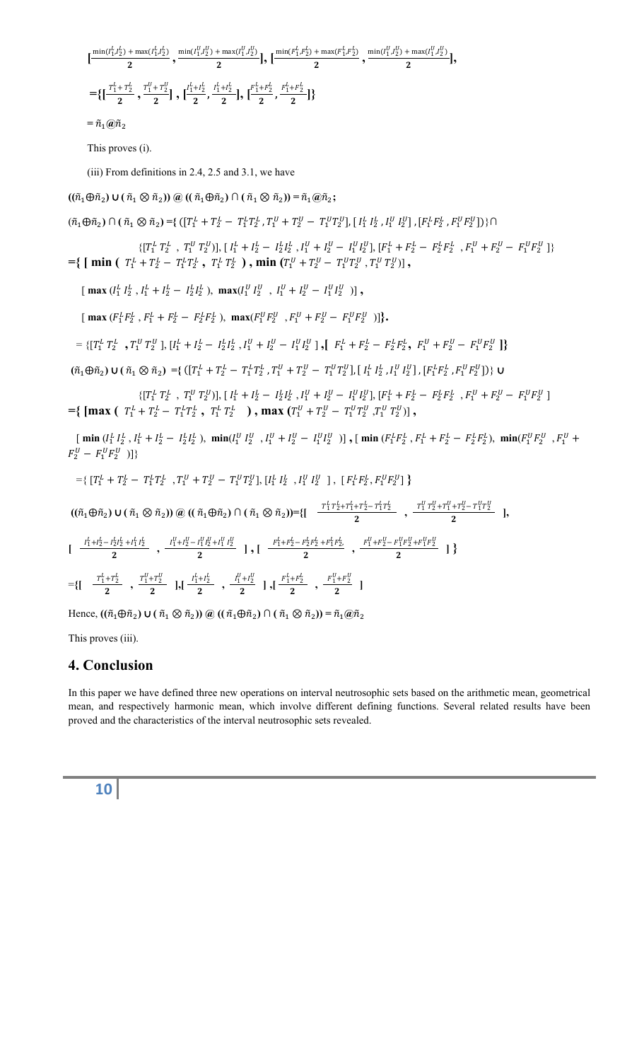$$\left[\frac{\min(I_1^L, I_2^L) + \max(I_1^L, I_2^L)}{2}, \frac{\min(I_1^U, I_2^U) + \max(I_1^U, I_2^U)}{2}\right], \left[\frac{\min(F_1^L, F_2^L) + \max(F_1^L, F_2^L)}{2}, \frac{\min(I_1^U, I_2^U) + \max(I_1^U, I_2^U)}{2}\right],$$

$$=\left\{\left[\frac{T_1^L + T_2^L}{2}, \frac{T_1^U + T_2^U}{2}\right], \left[\frac{I_1^L + I_2^L}{2}, \frac{I_1^L + I_2^L}{2}\right], \left[\frac{F_1^L + F_2^L}{2}, \frac{F_1^L + F_2^L}{2}\right]\right\}$$

$$= \tilde{n}_1 @ \tilde{n}_2$$

This proves (i).

(iii) From definitions in 2.4, 2.5 and 3.1, we have

$$((\tilde{n}_1 \oplus \tilde{n}_2) \cup (\tilde{n}_1 \otimes \tilde{n}_2)) \,@\, ((\tilde{n}_1 \oplus \tilde{n}_2) \cap (\tilde{n}_1 \otimes \tilde{n}_2)) = \tilde{n}_1 @ \tilde{n}_2;$$

$$(\tilde{n}_1 \oplus \tilde{n}_2) \cap (\tilde{n}_1 \otimes \tilde{n}_2) = \{([T_1^L + T_2^L - T_1^L T_2^L, T_1^U + T_2^U - T_1^U T_2^U], [I_1^L I_2^L, I_1^U I_2^U], [F_1^L F_2^L, F_1^U F_2^U])\} \cap$$

$$\{[T_1^L T_2^L, T_1^U T_2^U)], [I_1^L + I_2^L - I_2^L I_2^L, I_1^U + I_2^U - I_1^U I_2^U], [F_1^L + F_2^L - F_2^L F_2^L, F_1^U + F_2^U - F_1^U F_2^U]\}$$

$$= \{[\min(T_1^L + T_2^L - T_1^L T_2^L, T_1^L T_2^L), \min(T_1^U + T_2^U - T_1^U T_2^U, T_1^U T_2^U)],$$

$$[\max(I_1^L I_2^L, I_1^L + I_2^L - I_2^L I_2^L), \max(I_1^U I_2^U, I_1^U + I_2^U - I_1^U I_2^U)],$$

$$[\max(F_1^L F_2^L, F_1^L + F_2^L - F_2^L F_2^L), \max(F_1^U F_2^U, F_1^U + F_2^U - F_1^U F_2^U)]\}.$$

$$= \{[T_1^L T_2^L, T_1^U T_2^U], [I_1^L + I_2^L - I_2^L I_2^L, I_1^U + I_2^U - I_1^U I_2^U], [F_1^L + F_2^L - F_2^L F_2^L, F_1^U + F_2^U - F_1^U F_2^U]\}$$

$$(\tilde{n}_1 \oplus \tilde{n}_2) \cup (\tilde{n}_1 \otimes \tilde{n}_2) = \{([T_1^L + T_2^L - T_1^L T_2^L, T_1^U + T_2^U - T_1^U T_2^U], [I_1^L I_2^L, I_1^U I_2^U], [F_1^L F_2^L, F_1^U F_2^U])\} \cup$$

$$\{[T_1^L T_2^L, T_1^U T_2^U)], [I_1^L + I_2^L - I_2^L I_2^L, I_1^U + I_2^U - I_1^U I_2^U], [F_1^L + F_2^L - F_2^L F_2^L, F_1^U + F_2^U - F_1^U F_2^U]$$

$$= \{[\max(T_1^L + T_2^L - T_1^L T_2^L, T_1^L T_2^L), \max(T_1^U + T_2^U - T_1^U T_2^U, T_1^U T_2^U)],$$

$$[\min(I_1^L I_2^L, I_1^L + I_2^L - I_2^L I_2^L), \min(I_1^U I_2^U, I_1^U + I_2^U - I_1^U I_2^U)], [\min(F_1^L F_2^L, F_1^L + F_2^L - F_2^L F_2^L), \min(F_1^U F_2^U, F_1^U + F_2^U - F_1^U F_2^U)]\}$$

$$= \{[T_1^L + T_2^L - T_1^L T_2^L, T_1^U + T_2^U - T_1^U T_2^U], [I_1^L I_2^L, I_1^U I_2^U], [F_1^L F_2^L, F_1^U F_2^U]\}$$

$$((\tilde{n}_1 \oplus \tilde{n}_2) \cup (\tilde{n}_1 \otimes \tilde{n}_2)) \,@\, ((\tilde{n}_1 \oplus \tilde{n}_2) \cap (\tilde{n}_1 \otimes \tilde{n}_2)) = \left\{\left[\frac{T_1^L T_2^L + T_1^L + T_2^L - T_1^L T_2^L}{2}, \frac{T_1^U T_2^U + T_1^U + T_2^U - T_1^U T_2^U}{2}\right],\right.$$

$$\left.\left[\frac{I_1^L + I_2^L - I_2^L I_2^L + I_1^L I_2^L}{2}, \frac{I_1^U + I_2^U - I_1^U I_2^U + I_1^U I_2^U}{2}\right], \left[\frac{F_1^L + F_2^L - F_2^L F_2^L + F_1^L F_2^L}{2}, \frac{F_1^U + F_2^U - F_1^U F_2^U + F_1^U F_2^U}{2}\right]\right\}$$

$$= \left\{\left[\frac{T_1^L + T_2^L}{2}, \frac{T_1^U + T_2^U}{2}\right], \left[\frac{I_1^L + I_2^L}{2}, \frac{I_1^U + I_2^U}{2}\right], \left[\frac{F_1^L + F_2^L}{2}, \frac{F_1^U + F_2^U}{2}\right]\right.$$

Hence, $((\tilde{n}_1 \oplus \tilde{n}_2) \cup (\tilde{n}_1 \otimes \tilde{n}_2)) \,@\, ((\tilde{n}_1 \oplus \tilde{n}_2) \cap (\tilde{n}_1 \otimes \tilde{n}_2)) = \tilde{n}_1 @ \tilde{n}_2$

This proves (iii).

## 4. Conclusion

In this paper we have defined three new operations on interval neutrosophic sets based on the arithmetic mean, geometrical mean, and respectively harmonic mean, which involve different defining functions. Several related results have been proved and the characteristics of the interval neutrosophic sets revealed.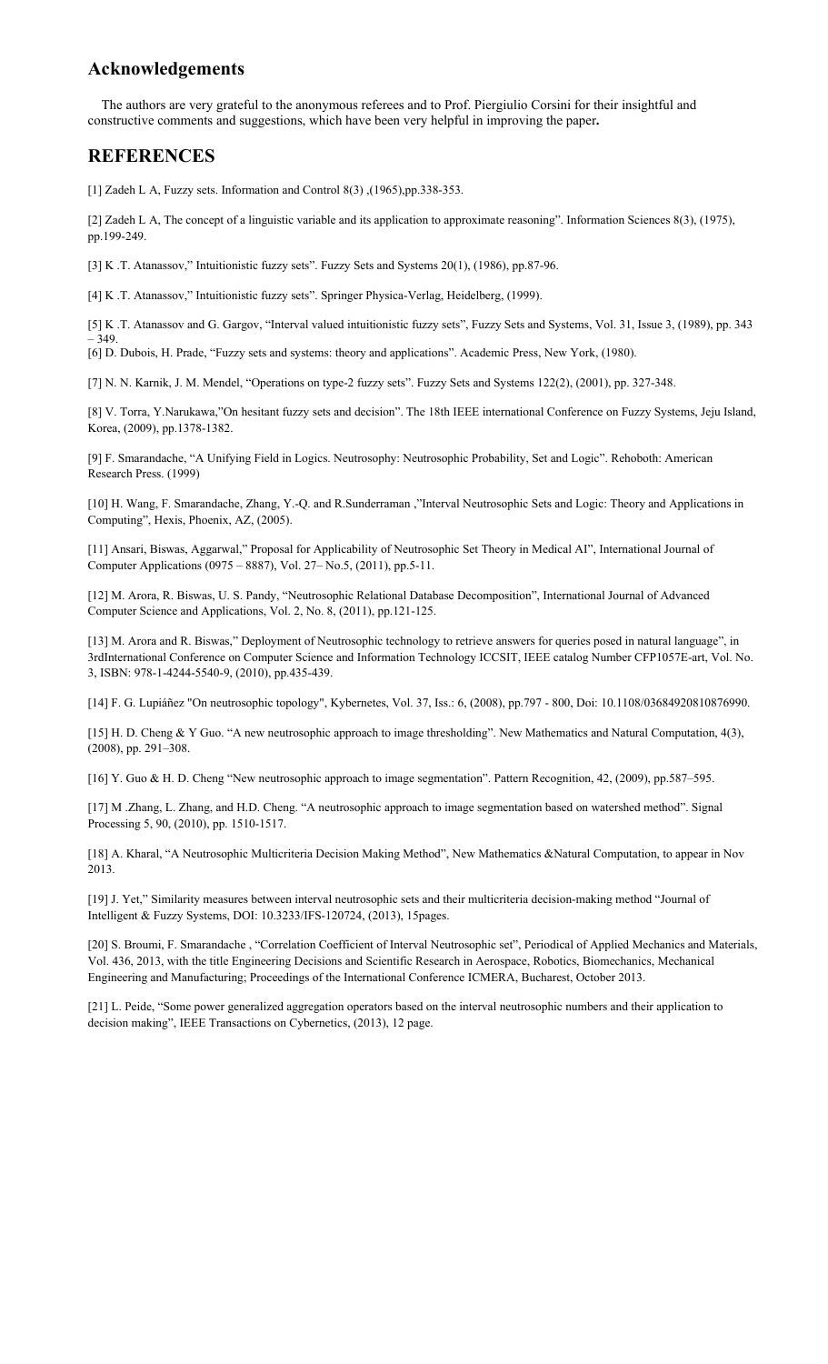## Acknowledgements

The authors are very grateful to the anonymous referees and to Prof. Piergiulio Corsini for their insightful and constructive comments and suggestions, which have been very helpful in improving the paper**.**

## REFERENCES

[1] Zadeh L A, Fuzzy sets. Information and Control 8(3) ,(1965),pp.338-353.

[2] Zadeh L A, The concept of a linguistic variable and its application to approximate reasoning". Information Sciences 8(3), (1975), pp.199-249.

[3] K .T. Atanassov," Intuitionistic fuzzy sets". Fuzzy Sets and Systems 20(1), (1986), pp.87-96.

[4] K .T. Atanassov," Intuitionistic fuzzy sets". Springer Physica-Verlag, Heidelberg, (1999).

[5] K .T. Atanassov and G. Gargov, "Interval valued intuitionistic fuzzy sets", Fuzzy Sets and Systems, Vol. 31, Issue 3, (1989), pp. 343 – 349.

[6] D. Dubois, H. Prade, "Fuzzy sets and systems: theory and applications". Academic Press, New York, (1980).

[7] N. N. Karnik, J. M. Mendel, "Operations on type-2 fuzzy sets". Fuzzy Sets and Systems 122(2), (2001), pp. 327-348.

[8] V. Torra, Y.Narukawa,"On hesitant fuzzy sets and decision". The 18th IEEE international Conference on Fuzzy Systems, Jeju Island, Korea, (2009), pp.1378-1382.

[9] F. Smarandache, "A Unifying Field in Logics. Neutrosophy: Neutrosophic Probability, Set and Logic". Rehoboth: American Research Press. (1999)

[10] H. Wang, F. Smarandache, Zhang, Y.-Q. and R.Sunderraman ,"Interval Neutrosophic Sets and Logic: Theory and Applications in Computing", Hexis, Phoenix, AZ, (2005).

[11] Ansari, Biswas, Aggarwal," Proposal for Applicability of Neutrosophic Set Theory in Medical AI", International Journal of Computer Applications (0975 – 8887), Vol. 27– No.5, (2011), pp.5-11.

[12] M. Arora, R. Biswas, U. S. Pandy, "Neutrosophic Relational Database Decomposition", International Journal of Advanced Computer Science and Applications, Vol. 2, No. 8, (2011), pp.121-125.

[13] M. Arora and R. Biswas," Deployment of Neutrosophic technology to retrieve answers for queries posed in natural language", in 3rdInternational Conference on Computer Science and Information Technology ICCSIT, IEEE catalog Number CFP1057E-art, Vol. No. 3, ISBN: 978-1-4244-5540-9, (2010), pp.435-439.

[14] F. G. Lupiáñez "On neutrosophic topology", Kybernetes, Vol. 37, Iss.: 6, (2008), pp.797 - 800, Doi: 10.1108/03684920810876990.

[15] H. D. Cheng & Y Guo. "A new neutrosophic approach to image thresholding". New Mathematics and Natural Computation, 4(3), (2008), pp. 291–308.

[16] Y. Guo & H. D. Cheng "New neutrosophic approach to image segmentation". Pattern Recognition, 42, (2009), pp.587–595.

[17] M .Zhang, L. Zhang, and H.D. Cheng. "A neutrosophic approach to image segmentation based on watershed method". Signal Processing 5, 90, (2010), pp. 1510-1517.

[18] A. Kharal, "A Neutrosophic Multicriteria Decision Making Method", New Mathematics &Natural Computation, to appear in Nov 2013.

[19] J. Yet," Similarity measures between interval neutrosophic sets and their multicriteria decision-making method "Journal of Intelligent & Fuzzy Systems, DOI: 10.3233/IFS-120724, (2013), 15pages.

[20] S. Broumi, F. Smarandache , "Correlation Coefficient of Interval Neutrosophic set", Periodical of Applied Mechanics and Materials, Vol. 436, 2013, with the title Engineering Decisions and Scientific Research in Aerospace, Robotics, Biomechanics, Mechanical Engineering and Manufacturing; Proceedings of the International Conference ICMERA, Bucharest, October 2013.

[21] L. Peide, "Some power generalized aggregation operators based on the interval neutrosophic numbers and their application to decision making", IEEE Transactions on Cybernetics, (2013), 12 page.